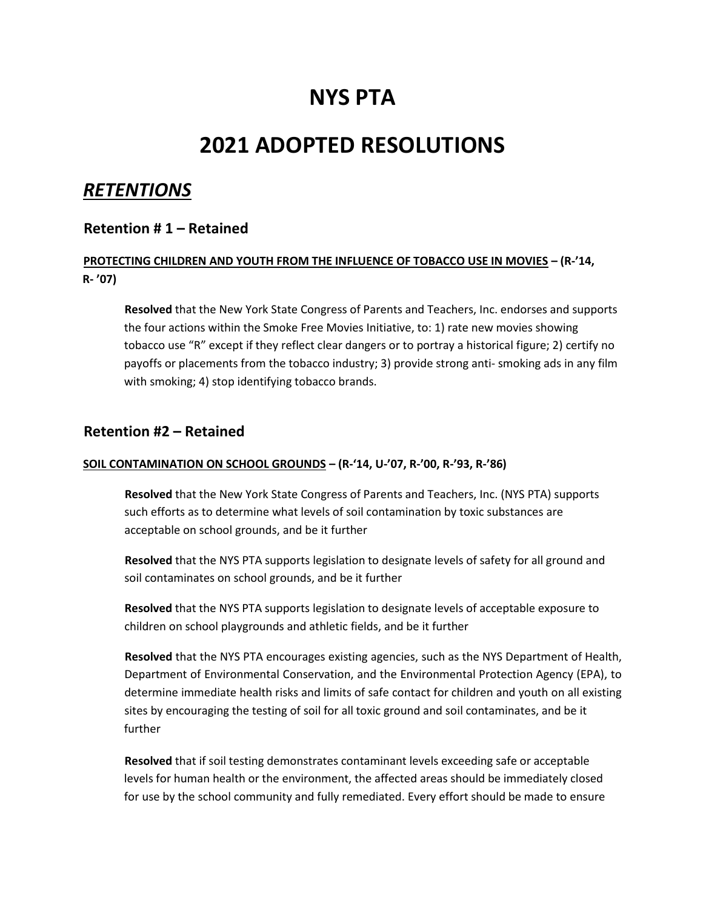# NYS PTA

# 2021 ADOPTED RESOLUTIONS

## *RETENTIONS*

### Retention # 1 – Retained

**PROTECTING CHILDREN AND YOUTH FROM THE INFLUENCE OF TOBACCO USE IN MOVIES – (R-'14, R- '07)**

> **Resolved** that the New York State Congress of Parents and Teachers, Inc. endorses and supports the four actions within the Smoke Free Movies Initiative, to: 1) rate new movies showing tobacco use "R" except if they reflect clear dangers or to portray a historical figure; 2) certify no payoffs or placements from the tobacco industry; 3) provide strong anti- smoking ads in any film with smoking; 4) stop identifying tobacco brands.

### Retention #2 – Retained

**SOIL CONTAMINATION ON SCHOOL GROUNDS – (R-'14, U-'07, R-'00, R-'93, R-'86)**

> **Resolved** that the New York State Congress of Parents and Teachers, Inc. (NYS PTA) supports such efforts as to determine what levels of soil contamination by toxic substances are acceptable on school grounds, and be it further
>
> **Resolved** that the NYS PTA supports legislation to designate levels of safety for all ground and soil contaminates on school grounds, and be it further
>
> **Resolved** that the NYS PTA supports legislation to designate levels of acceptable exposure to children on school playgrounds and athletic fields, and be it further
>
> **Resolved** that the NYS PTA encourages existing agencies, such as the NYS Department of Health, Department of Environmental Conservation, and the Environmental Protection Agency (EPA), to determine immediate health risks and limits of safe contact for children and youth on all existing sites by encouraging the testing of soil for all toxic ground and soil contaminates, and be it further
>
> **Resolved** that if soil testing demonstrates contaminant levels exceeding safe or acceptable levels for human health or the environment, the affected areas should be immediately closed for use by the school community and fully remediated. Every effort should be made to ensure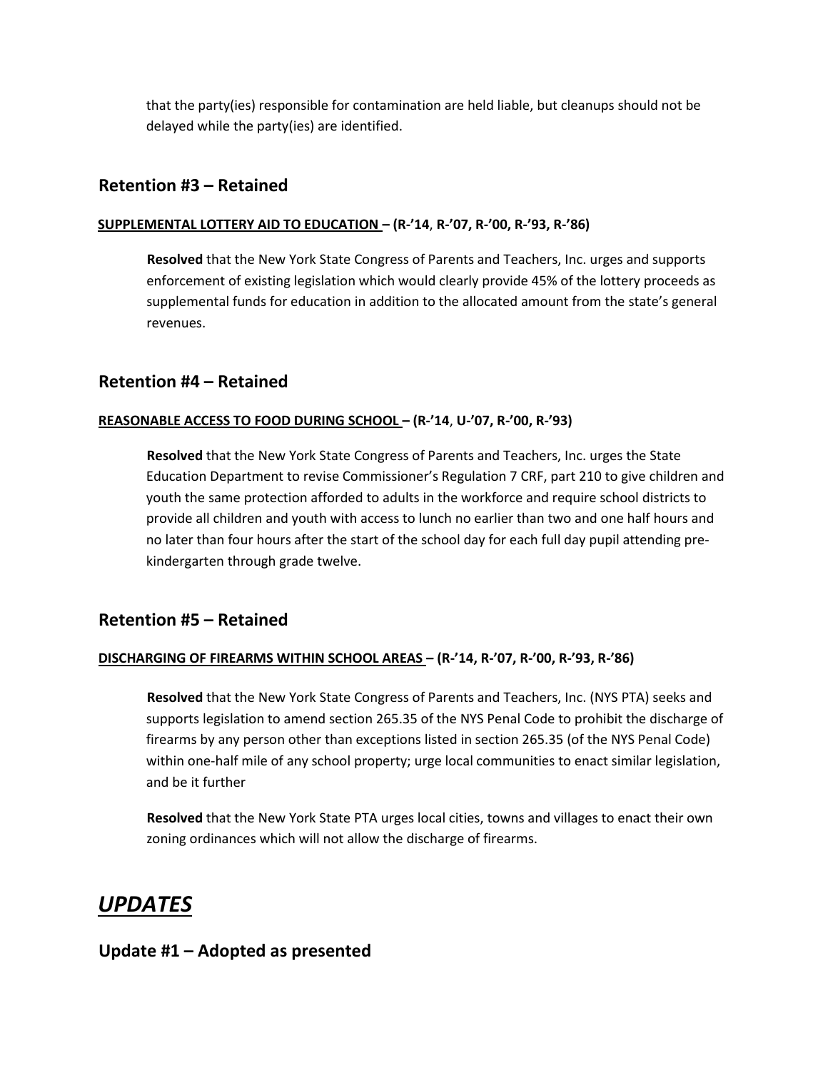that the party(ies) responsible for contamination are held liable, but cleanups should not be delayed while the party(ies) are identified.

## Retention #3 – Retained

**SUPPLEMENTAL LOTTERY AID TO EDUCATION – (R-'14, R-'07, R-'00, R-'93, R-'86)**

**Resolved** that the New York State Congress of Parents and Teachers, Inc. urges and supports enforcement of existing legislation which would clearly provide 45% of the lottery proceeds as supplemental funds for education in addition to the allocated amount from the state's general revenues.

## Retention #4 – Retained

**REASONABLE ACCESS TO FOOD DURING SCHOOL – (R-'14, U-'07, R-'00, R-'93)**

**Resolved** that the New York State Congress of Parents and Teachers, Inc. urges the State Education Department to revise Commissioner's Regulation 7 CRF, part 210 to give children and youth the same protection afforded to adults in the workforce and require school districts to provide all children and youth with access to lunch no earlier than two and one half hours and no later than four hours after the start of the school day for each full day pupil attending pre-kindergarten through grade twelve.

## Retention #5 – Retained

**DISCHARGING OF FIREARMS WITHIN SCHOOL AREAS – (R-'14, R-'07, R-'00, R-'93, R-'86)**

**Resolved** that the New York State Congress of Parents and Teachers, Inc. (NYS PTA) seeks and supports legislation to amend section 265.35 of the NYS Penal Code to prohibit the discharge of firearms by any person other than exceptions listed in section 265.35 (of the NYS Penal Code) within one-half mile of any school property; urge local communities to enact similar legislation, and be it further

**Resolved** that the New York State PTA urges local cities, towns and villages to enact their own zoning ordinances which will not allow the discharge of firearms.

# *UPDATES*

## Update #1 – Adopted as presented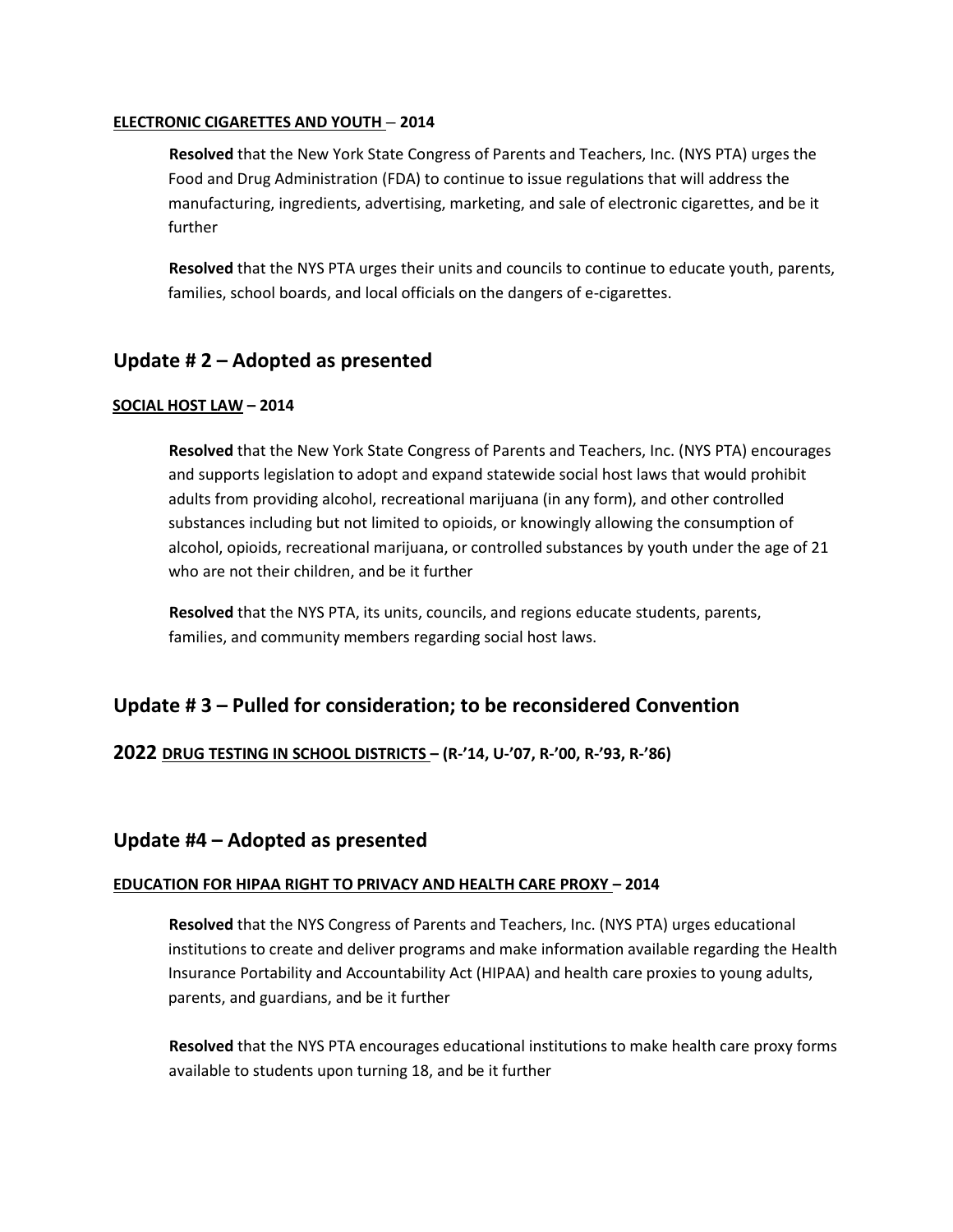**ELECTRONIC CIGARETTES AND YOUTH** – **2014**

**Resolved** that the New York State Congress of Parents and Teachers, Inc. (NYS PTA) urges the Food and Drug Administration (FDA) to continue to issue regulations that will address the manufacturing, ingredients, advertising, marketing, and sale of electronic cigarettes, and be it further

**Resolved** that the NYS PTA urges their units and councils to continue to educate youth, parents, families, school boards, and local officials on the dangers of e-cigarettes.

## Update # 2 – Adopted as presented

**SOCIAL HOST LAW – 2014**

**Resolved** that the New York State Congress of Parents and Teachers, Inc. (NYS PTA) encourages and supports legislation to adopt and expand statewide social host laws that would prohibit adults from providing alcohol, recreational marijuana (in any form), and other controlled substances including but not limited to opioids, or knowingly allowing the consumption of alcohol, opioids, recreational marijuana, or controlled substances by youth under the age of 21 who are not their children, and be it further

**Resolved** that the NYS PTA, its units, councils, and regions educate students, parents, families, and community members regarding social host laws.

## Update # 3 – Pulled for consideration; to be reconsidered Convention

**2022 DRUG TESTING IN SCHOOL DISTRICTS – (R-'14, U-'07, R-'00, R-'93, R-'86)**

## Update #4 – Adopted as presented

**EDUCATION FOR HIPAA RIGHT TO PRIVACY AND HEALTH CARE PROXY – 2014**

**Resolved** that the NYS Congress of Parents and Teachers, Inc. (NYS PTA) urges educational institutions to create and deliver programs and make information available regarding the Health Insurance Portability and Accountability Act (HIPAA) and health care proxies to young adults, parents, and guardians, and be it further

**Resolved** that the NYS PTA encourages educational institutions to make health care proxy forms available to students upon turning 18, and be it further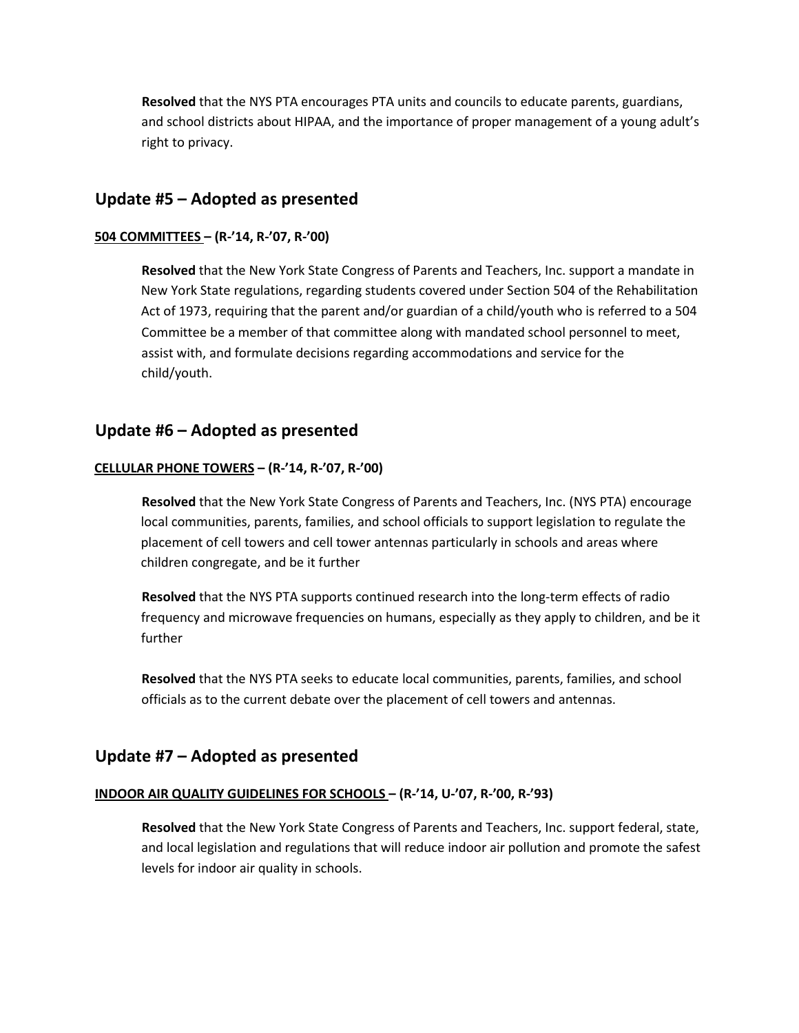**Resolved** that the NYS PTA encourages PTA units and councils to educate parents, guardians, and school districts about HIPAA, and the importance of proper management of a young adult's right to privacy.

## Update #5 – Adopted as presented

**504 COMMITTEES – (R-'14, R-'07, R-'00)**

**Resolved** that the New York State Congress of Parents and Teachers, Inc. support a mandate in New York State regulations, regarding students covered under Section 504 of the Rehabilitation Act of 1973, requiring that the parent and/or guardian of a child/youth who is referred to a 504 Committee be a member of that committee along with mandated school personnel to meet, assist with, and formulate decisions regarding accommodations and service for the child/youth.

## Update #6 – Adopted as presented

**CELLULAR PHONE TOWERS – (R-'14, R-'07, R-'00)**

**Resolved** that the New York State Congress of Parents and Teachers, Inc. (NYS PTA) encourage local communities, parents, families, and school officials to support legislation to regulate the placement of cell towers and cell tower antennas particularly in schools and areas where children congregate, and be it further

**Resolved** that the NYS PTA supports continued research into the long-term effects of radio frequency and microwave frequencies on humans, especially as they apply to children, and be it further

**Resolved** that the NYS PTA seeks to educate local communities, parents, families, and school officials as to the current debate over the placement of cell towers and antennas.

## Update #7 – Adopted as presented

**INDOOR AIR QUALITY GUIDELINES FOR SCHOOLS – (R-'14, U-'07, R-'00, R-'93)**

**Resolved** that the New York State Congress of Parents and Teachers, Inc. support federal, state, and local legislation and regulations that will reduce indoor air pollution and promote the safest levels for indoor air quality in schools.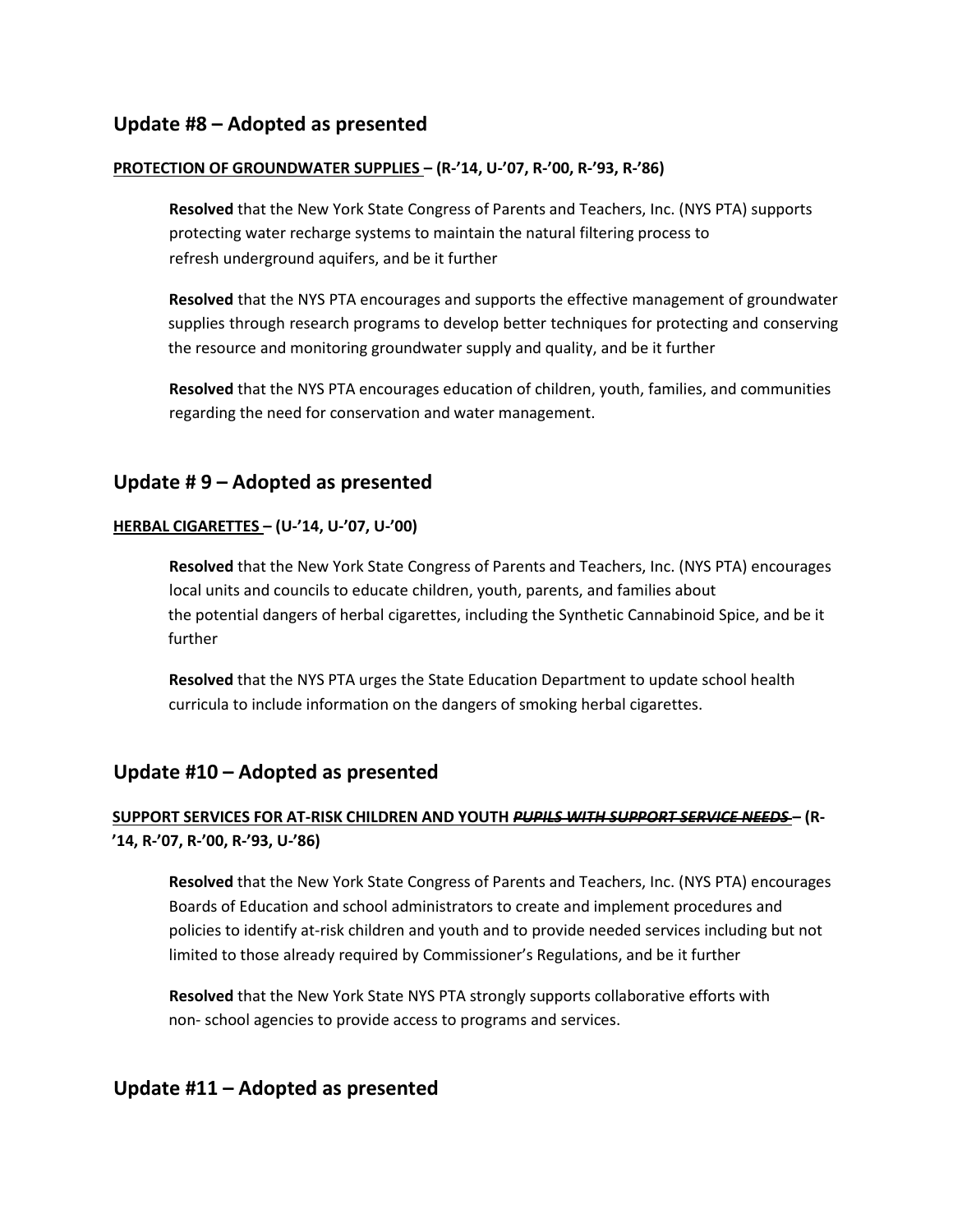## Update #8 – Adopted as presented

**PROTECTION OF GROUNDWATER SUPPLIES – (R-'14, U-'07, R-'00, R-'93, R-'86)**

**Resolved** that the New York State Congress of Parents and Teachers, Inc. (NYS PTA) supports protecting water recharge systems to maintain the natural filtering process to refresh underground aquifers, and be it further

**Resolved** that the NYS PTA encourages and supports the effective management of groundwater supplies through research programs to develop better techniques for protecting and conserving the resource and monitoring groundwater supply and quality, and be it further

**Resolved** that the NYS PTA encourages education of children, youth, families, and communities regarding the need for conservation and water management.

## Update # 9 – Adopted as presented

**HERBAL CIGARETTES – (U-'14, U-'07, U-'00)**

**Resolved** that the New York State Congress of Parents and Teachers, Inc. (NYS PTA) encourages local units and councils to educate children, youth, parents, and families about the potential dangers of herbal cigarettes, including the Synthetic Cannabinoid Spice, and be it further

**Resolved** that the NYS PTA urges the State Education Department to update school health curricula to include information on the dangers of smoking herbal cigarettes.

## Update #10 – Adopted as presented

**SUPPORT SERVICES FOR AT-RISK CHILDREN AND YOUTH ~~*PUPILS WITH SUPPORT SERVICE NEEDS*~~ – (R-'14, R-'07, R-'00, R-'93, U-'86)**

**Resolved** that the New York State Congress of Parents and Teachers, Inc. (NYS PTA) encourages Boards of Education and school administrators to create and implement procedures and policies to identify at-risk children and youth and to provide needed services including but not limited to those already required by Commissioner's Regulations, and be it further

**Resolved** that the New York State NYS PTA strongly supports collaborative efforts with non- school agencies to provide access to programs and services.

## Update #11 – Adopted as presented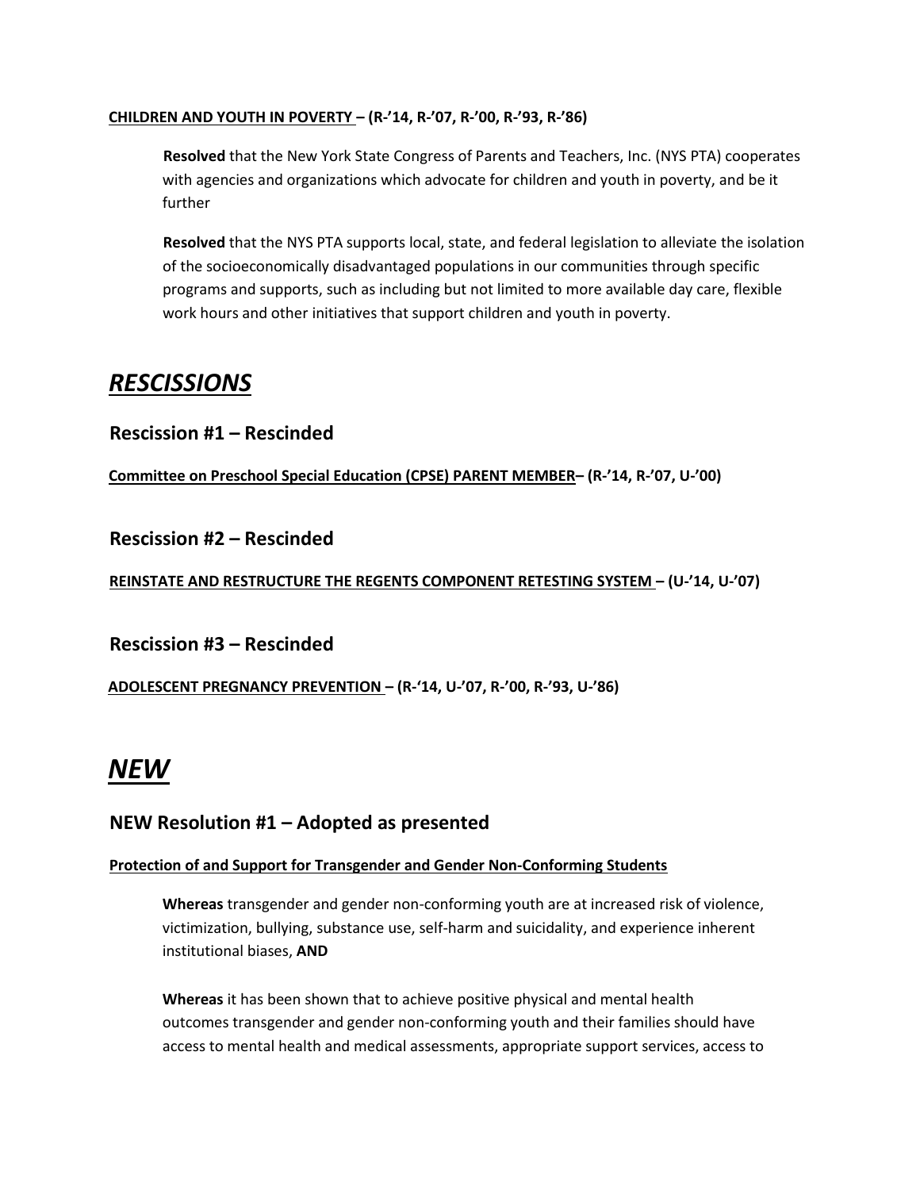**CHILDREN AND YOUTH IN POVERTY – (R-'14, R-'07, R-'00, R-'93, R-'86)**

**Resolved** that the New York State Congress of Parents and Teachers, Inc. (NYS PTA) cooperates with agencies and organizations which advocate for children and youth in poverty, and be it further

**Resolved** that the NYS PTA supports local, state, and federal legislation to alleviate the isolation of the socioeconomically disadvantaged populations in our communities through specific programs and supports, such as including but not limited to more available day care, flexible work hours and other initiatives that support children and youth in poverty.

# *RESCISSIONS*

## Rescission #1 – Rescinded

**Committee on Preschool Special Education (CPSE) PARENT MEMBER– (R-'14, R-'07, U-'00)**

## Rescission #2 – Rescinded

**REINSTATE AND RESTRUCTURE THE REGENTS COMPONENT RETESTING SYSTEM – (U-'14, U-'07)**

## Rescission #3 – Rescinded

**ADOLESCENT PREGNANCY PREVENTION – (R-'14, U-'07, R-'00, R-'93, U-'86)**

# *NEW*

## NEW Resolution #1 – Adopted as presented

**Protection of and Support for Transgender and Gender Non-Conforming Students**

**Whereas** transgender and gender non-conforming youth are at increased risk of violence, victimization, bullying, substance use, self-harm and suicidality, and experience inherent institutional biases, **AND**

**Whereas** it has been shown that to achieve positive physical and mental health outcomes transgender and gender non-conforming youth and their families should have access to mental health and medical assessments, appropriate support services, access to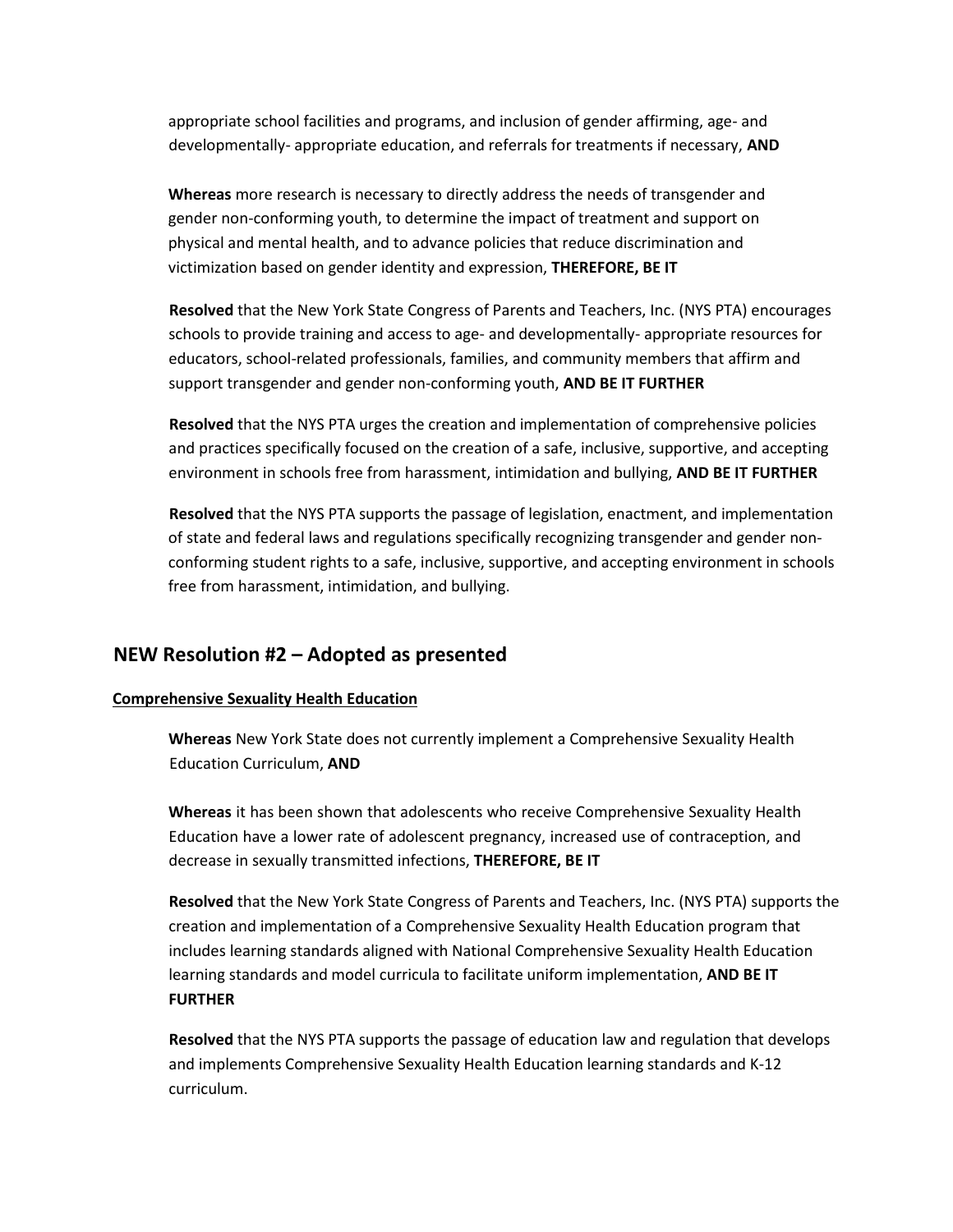appropriate school facilities and programs, and inclusion of gender affirming, age- and developmentally- appropriate education, and referrals for treatments if necessary, **AND**

**Whereas** more research is necessary to directly address the needs of transgender and gender non-conforming youth, to determine the impact of treatment and support on physical and mental health, and to advance policies that reduce discrimination and victimization based on gender identity and expression, **THEREFORE, BE IT**

**Resolved** that the New York State Congress of Parents and Teachers, Inc. (NYS PTA) encourages schools to provide training and access to age- and developmentally- appropriate resources for educators, school-related professionals, families, and community members that affirm and support transgender and gender non-conforming youth, **AND BE IT FURTHER**

**Resolved** that the NYS PTA urges the creation and implementation of comprehensive policies and practices specifically focused on the creation of a safe, inclusive, supportive, and accepting environment in schools free from harassment, intimidation and bullying, **AND BE IT FURTHER**

**Resolved** that the NYS PTA supports the passage of legislation, enactment, and implementation of state and federal laws and regulations specifically recognizing transgender and gender non-conforming student rights to a safe, inclusive, supportive, and accepting environment in schools free from harassment, intimidation, and bullying.

## NEW Resolution #2 – Adopted as presented

**Comprehensive Sexuality Health Education**

**Whereas** New York State does not currently implement a Comprehensive Sexuality Health Education Curriculum, **AND**

**Whereas** it has been shown that adolescents who receive Comprehensive Sexuality Health Education have a lower rate of adolescent pregnancy, increased use of contraception, and decrease in sexually transmitted infections, **THEREFORE, BE IT**

**Resolved** that the New York State Congress of Parents and Teachers, Inc. (NYS PTA) supports the creation and implementation of a Comprehensive Sexuality Health Education program that includes learning standards aligned with National Comprehensive Sexuality Health Education learning standards and model curricula to facilitate uniform implementation, **AND BE IT FURTHER**

**Resolved** that the NYS PTA supports the passage of education law and regulation that develops and implements Comprehensive Sexuality Health Education learning standards and K-12 curriculum.